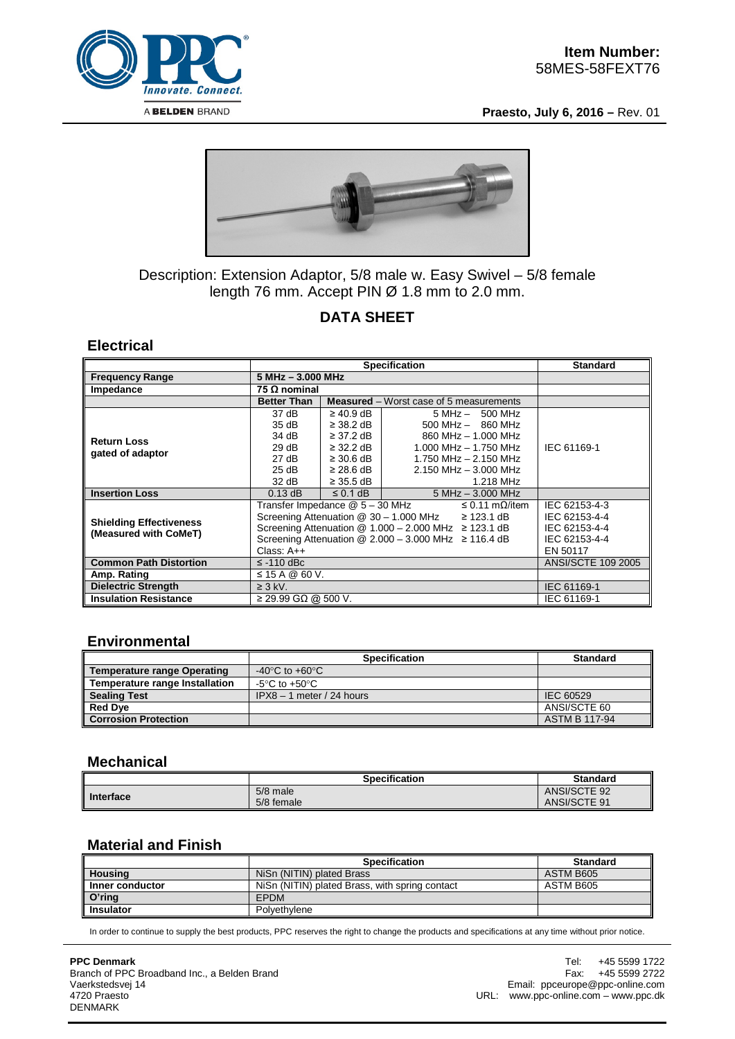**Item Number:**
58MES-58FEXT76

**Praesto, July 6, 2016 –** Rev. 01

Description: Extension Adaptor, 5/8 male w. Easy Swivel – 5/8 female length 76 mm. Accept PIN Ø 1.8 mm to 2.0 mm.

## DATA SHEET

### Electrical

| | Specification | | | Standard |
|---|---|---|---|---|
| **Frequency Range** | **5 MHz – 3.000 MHz** | | | |
| **Impedance** | **75 Ω nominal** | | | |
| | **Better Than** | **Measured** – Worst case of 5 measurements | | |
| **Return Loss gated of adaptor** | 37 dB | ≥ 40.9 dB | 5 MHz – 500 MHz | IEC 61169-1 |
| | 35 dB | ≥ 38.2 dB | 500 MHz – 860 MHz | |
| | 34 dB | ≥ 37.2 dB | 860 MHz – 1.000 MHz | |
| | 29 dB | ≥ 32.2 dB | 1.000 MHz – 1.750 MHz | |
| | 27 dB | ≥ 30.6 dB | 1.750 MHz – 2.150 MHz | |
| | 25 dB | ≥ 28.6 dB | 2.150 MHz – 3.000 MHz | |
| | 32 dB | ≥ 35.5 dB | 1.218 MHz | |
| **Insertion Loss** | 0.13 dB | ≤ 0.1 dB | 5 MHz – 3.000 MHz | |
| **Shielding Effectiveness (Measured with CoMeT)** | Transfer Impedance @ 5 – 30 MHz ≤ 0.11 mΩ/item | | | IEC 62153-4-3 |
| | Screening Attenuation @ 30 – 1.000 MHz ≥ 123.1 dB | | | IEC 62153-4-4 |
| | Screening Attenuation @ 1.000 – 2.000 MHz ≥ 123.1 dB | | | IEC 62153-4-4 |
| | Screening Attenuation @ 2.000 – 3.000 MHz ≥ 116.4 dB | | | IEC 62153-4-4 |
| | Class: A++ | | | EN 50117 |
| **Common Path Distortion** | ≤ -110 dBc | | | ANSI/SCTE 109 2005 |
| **Amp. Rating** | ≤ 15 A @ 60 V. | | | |
| **Dielectric Strength** | ≥ 3 kV. | | | IEC 61169-1 |
| **Insulation Resistance** | ≥ 29.99 GΩ @ 500 V. | | | IEC 61169-1 |

### Environmental

| | Specification | Standard |
|---|---|---|
| **Temperature range Operating** | -40°C to +60°C | |
| **Temperature range Installation** | -5°C to +50°C | |
| **Sealing Test** | IPX8 – 1 meter / 24 hours | IEC 60529 |
| **Red Dye** | | ANSI/SCTE 60 |
| **Corrosion Protection** | | ASTM B 117-94 |

### Mechanical

| | Specification | Standard |
|---|---|---|
| **Interface** | 5/8 male<br>5/8 female | ANSI/SCTE 92<br>ANSI/SCTE 91 |

### Material and Finish

| | Specification | Standard |
|---|---|---|
| **Housing** | NiSn (NITIN) plated Brass | ASTM B605 |
| **Inner conductor** | NiSn (NITIN) plated Brass, with spring contact | ASTM B605 |
| **O'ring** | EPDM | |
| **Insulator** | Polyethylene | |

In order to continue to supply the best products, PPC reserves the right to change the products and specifications at any time without prior notice.

**PPC Denmark**
Branch of PPC Broadband Inc., a Belden Brand
Vaerkstedsvej 14
4720 Praesto
DENMARK

Tel: +45 5599 1722
Fax: +45 5599 2722
Email: ppceurope@ppc-online.com
URL: www.ppc-online.com – www.ppc.dk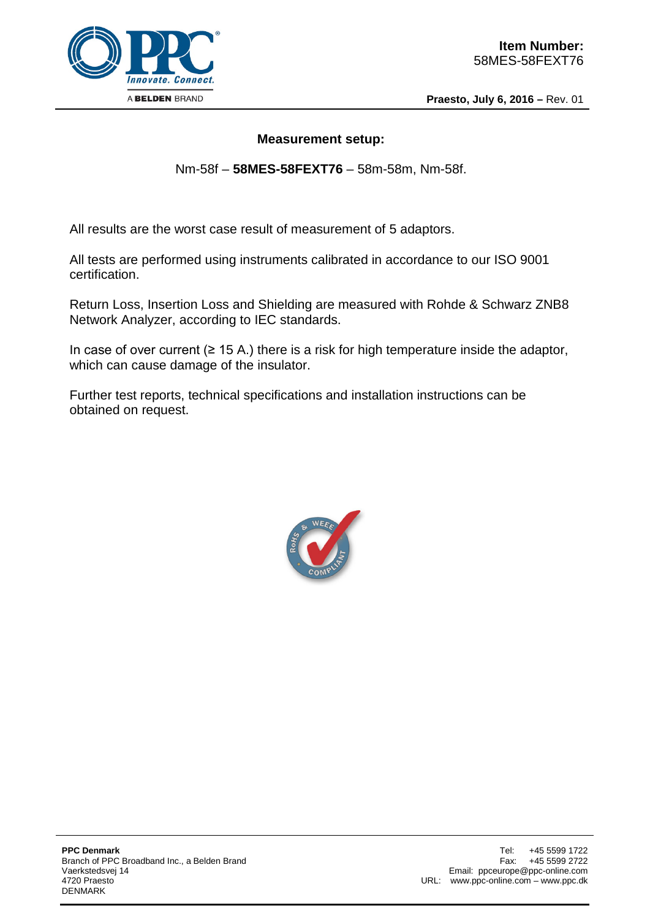## Measurement setup:

Nm-58f – **58MES-58FEXT76** – 58m-58m, Nm-58f.

All results are the worst case result of measurement of 5 adaptors.

All tests are performed using instruments calibrated in accordance to our ISO 9001 certification.

Return Loss, Insertion Loss and Shielding are measured with Rohde & Schwarz ZNB8 Network Analyzer, according to IEC standards.

In case of over current (≥ 15 A.) there is a risk for high temperature inside the adaptor, which can cause damage of the insulator.

Further test reports, technical specifications and installation instructions can be obtained on request.